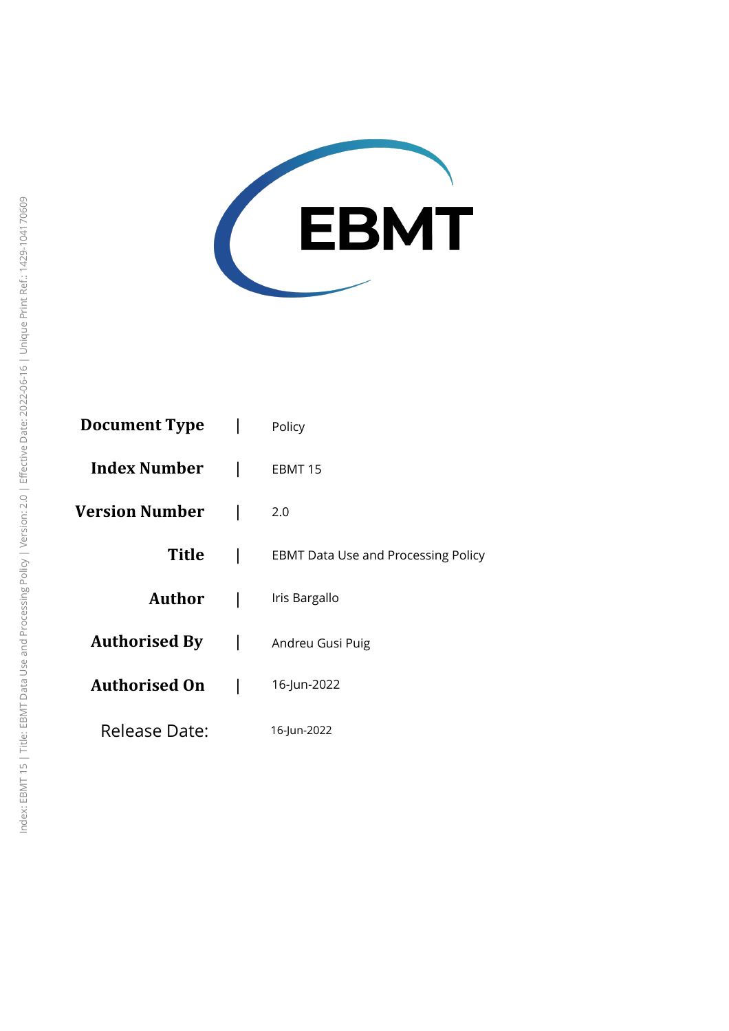# EBMT

| | |
|---|---|
| **Document Type** | Policy |
| **Index Number** | EBMT 15 |
| **Version Number** | 2.0 |
| **Title** | EBMT Data Use and Processing Policy |
| **Author** | Iris Bargallo |
| **Authorised By** | Andreu Gusi Puig |
| **Authorised On** | 16-Jun-2022 |
| Release Date: | 16-Jun-2022 |

Index: EBMT 15 | Title: EBMT Data Use and Processing Policy | Version: 2.0 | Effective Date: 2022-06-16 | Unique Print Ref.: 1429-104170609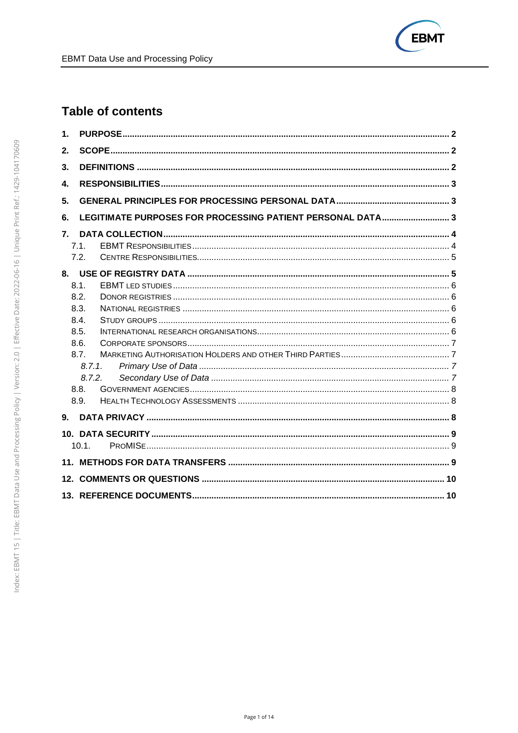# Table of contents

1. PURPOSE ..... 2
2. SCOPE ..... 2
3. DEFINITIONS ..... 2
4. RESPONSIBILITIES ..... 3
5. GENERAL PRINCIPLES FOR PROCESSING PERSONAL DATA ..... 3
6. LEGITIMATE PURPOSES FOR PROCESSING PATIENT PERSONAL DATA ..... 3
7. DATA COLLECTION ..... 4
   - 7.1. EBMT Responsibilities ..... 4
   - 7.2. Centre Responsibilities ..... 5
8. USE OF REGISTRY DATA ..... 5
   - 8.1. EBMT led studies ..... 6
   - 8.2. Donor registries ..... 6
   - 8.3. National registries ..... 6
   - 8.4. Study groups ..... 6
   - 8.5. International research organisations ..... 6
   - 8.6. Corporate sponsors ..... 7
   - 8.7. Marketing Authorisation Holders and other Third Parties ..... 7
     - *8.7.1. Primary Use of Data ..... 7*
     - *8.7.2. Secondary Use of Data ..... 7*
   - 8.8. Government agencies ..... 8
   - 8.9. Health Technology Assessments ..... 8
9. DATA PRIVACY ..... 8
10. DATA SECURITY ..... 9
    - 10.1. ProMISe ..... 9
11. METHODS FOR DATA TRANSFERS ..... 9
12. COMMENTS OR QUESTIONS ..... 10
13. REFERENCE DOCUMENTS ..... 10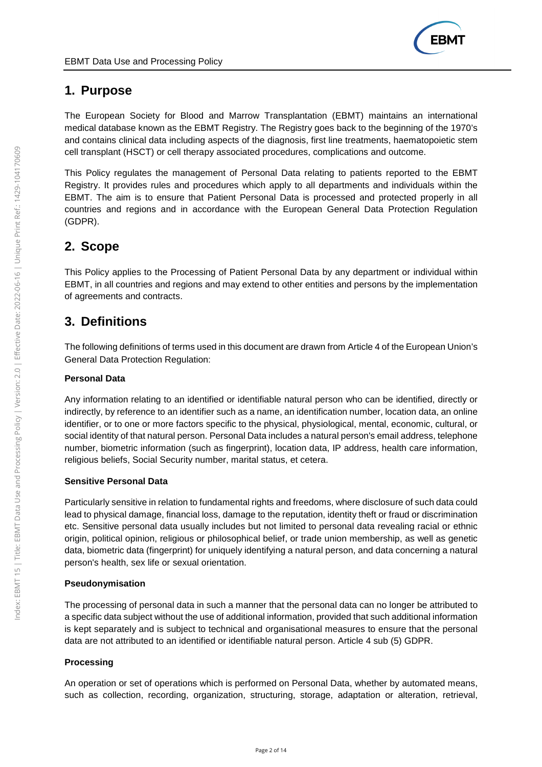## 1. Purpose

The European Society for Blood and Marrow Transplantation (EBMT) maintains an international medical database known as the EBMT Registry. The Registry goes back to the beginning of the 1970's and contains clinical data including aspects of the diagnosis, first line treatments, haematopoietic stem cell transplant (HSCT) or cell therapy associated procedures, complications and outcome.

This Policy regulates the management of Personal Data relating to patients reported to the EBMT Registry. It provides rules and procedures which apply to all departments and individuals within the EBMT. The aim is to ensure that Patient Personal Data is processed and protected properly in all countries and regions and in accordance with the European General Data Protection Regulation (GDPR).

## 2. Scope

This Policy applies to the Processing of Patient Personal Data by any department or individual within EBMT, in all countries and regions and may extend to other entities and persons by the implementation of agreements and contracts.

## 3. Definitions

The following definitions of terms used in this document are drawn from Article 4 of the European Union's General Data Protection Regulation:

**Personal Data**

Any information relating to an identified or identifiable natural person who can be identified, directly or indirectly, by reference to an identifier such as a name, an identification number, location data, an online identifier, or to one or more factors specific to the physical, physiological, mental, economic, cultural, or social identity of that natural person. Personal Data includes a natural person's email address, telephone number, biometric information (such as fingerprint), location data, IP address, health care information, religious beliefs, Social Security number, marital status, et cetera.

**Sensitive Personal Data**

Particularly sensitive in relation to fundamental rights and freedoms, where disclosure of such data could lead to physical damage, financial loss, damage to the reputation, identity theft or fraud or discrimination etc. Sensitive personal data usually includes but not limited to personal data revealing racial or ethnic origin, political opinion, religious or philosophical belief, or trade union membership, as well as genetic data, biometric data (fingerprint) for uniquely identifying a natural person, and data concerning a natural person's health, sex life or sexual orientation.

**Pseudonymisation**

The processing of personal data in such a manner that the personal data can no longer be attributed to a specific data subject without the use of additional information, provided that such additional information is kept separately and is subject to technical and organisational measures to ensure that the personal data are not attributed to an identified or identifiable natural person. Article 4 sub (5) GDPR.

**Processing**

An operation or set of operations which is performed on Personal Data, whether by automated means, such as collection, recording, organization, structuring, storage, adaptation or alteration, retrieval,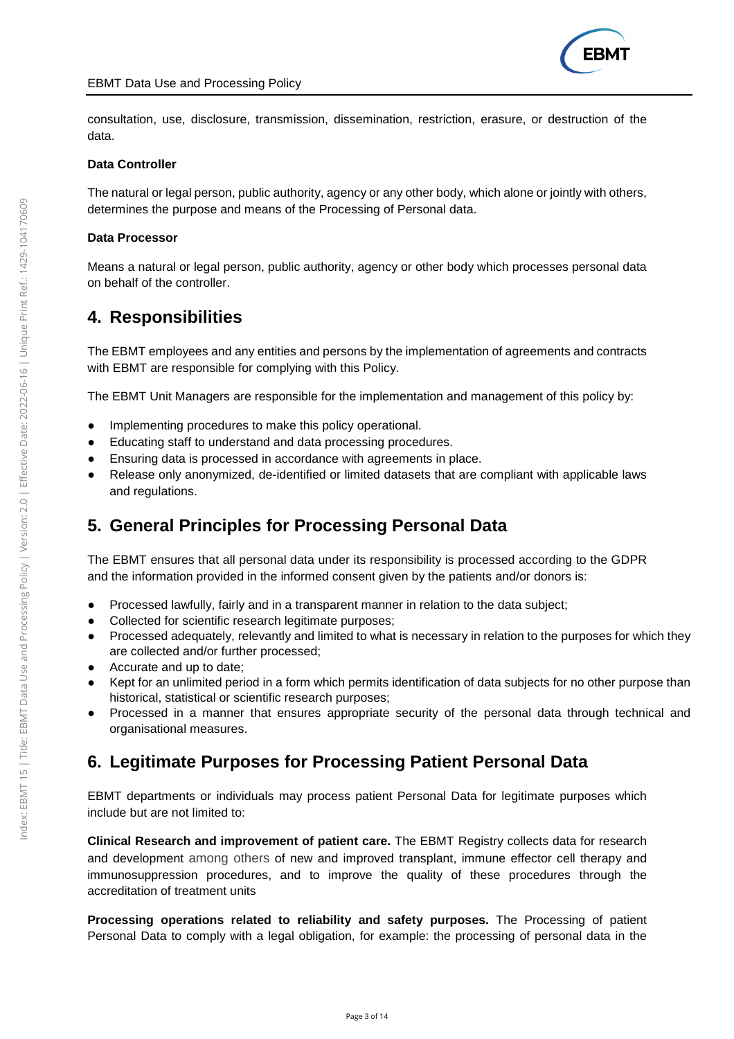consultation, use, disclosure, transmission, dissemination, restriction, erasure, or destruction of the data.

**Data Controller**

The natural or legal person, public authority, agency or any other body, which alone or jointly with others, determines the purpose and means of the Processing of Personal data.

**Data Processor**

Means a natural or legal person, public authority, agency or other body which processes personal data on behalf of the controller.

## 4. Responsibilities

The EBMT employees and any entities and persons by the implementation of agreements and contracts with EBMT are responsible for complying with this Policy.

The EBMT Unit Managers are responsible for the implementation and management of this policy by:

- Implementing procedures to make this policy operational.
- Educating staff to understand and data processing procedures.
- Ensuring data is processed in accordance with agreements in place.
- Release only anonymized, de-identified or limited datasets that are compliant with applicable laws and regulations.

## 5. General Principles for Processing Personal Data

The EBMT ensures that all personal data under its responsibility is processed according to the GDPR and the information provided in the informed consent given by the patients and/or donors is:

- Processed lawfully, fairly and in a transparent manner in relation to the data subject;
- Collected for scientific research legitimate purposes;
- Processed adequately, relevantly and limited to what is necessary in relation to the purposes for which they are collected and/or further processed;
- Accurate and up to date;
- Kept for an unlimited period in a form which permits identification of data subjects for no other purpose than historical, statistical or scientific research purposes;
- Processed in a manner that ensures appropriate security of the personal data through technical and organisational measures.

## 6. Legitimate Purposes for Processing Patient Personal Data

EBMT departments or individuals may process patient Personal Data for legitimate purposes which include but are not limited to:

**Clinical Research and improvement of patient care.** The EBMT Registry collects data for research and development among others of new and improved transplant, immune effector cell therapy and immunosuppression procedures, and to improve the quality of these procedures through the accreditation of treatment units

**Processing operations related to reliability and safety purposes.** The Processing of patient Personal Data to comply with a legal obligation, for example: the processing of personal data in the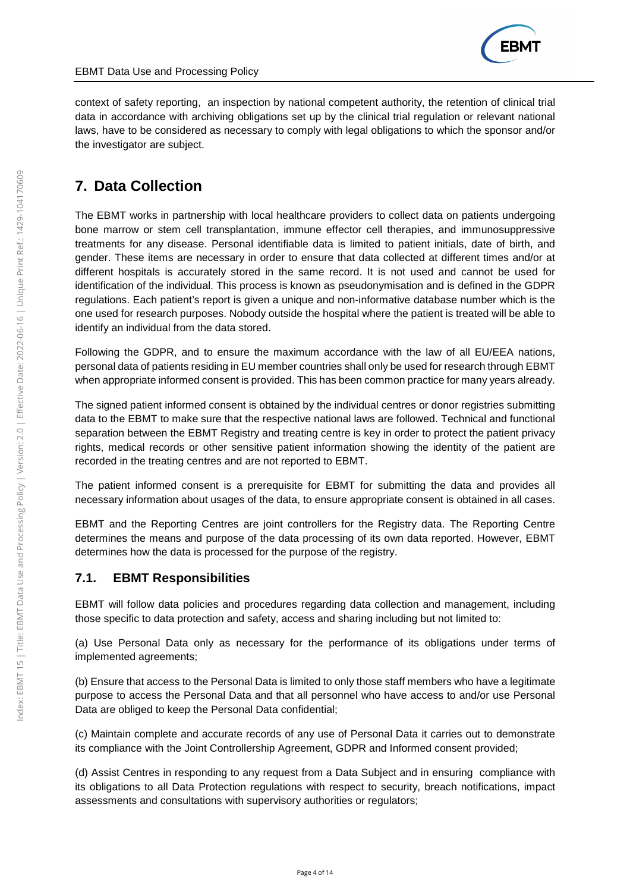context of safety reporting, an inspection by national competent authority, the retention of clinical trial data in accordance with archiving obligations set up by the clinical trial regulation or relevant national laws, have to be considered as necessary to comply with legal obligations to which the sponsor and/or the investigator are subject.

# 7. Data Collection

The EBMT works in partnership with local healthcare providers to collect data on patients undergoing bone marrow or stem cell transplantation, immune effector cell therapies, and immunosuppressive treatments for any disease. Personal identifiable data is limited to patient initials, date of birth, and gender. These items are necessary in order to ensure that data collected at different times and/or at different hospitals is accurately stored in the same record. It is not used and cannot be used for identification of the individual. This process is known as pseudonymisation and is defined in the GDPR regulations. Each patient's report is given a unique and non-informative database number which is the one used for research purposes. Nobody outside the hospital where the patient is treated will be able to identify an individual from the data stored.

Following the GDPR, and to ensure the maximum accordance with the law of all EU/EEA nations, personal data of patients residing in EU member countries shall only be used for research through EBMT when appropriate informed consent is provided. This has been common practice for many years already.

The signed patient informed consent is obtained by the individual centres or donor registries submitting data to the EBMT to make sure that the respective national laws are followed. Technical and functional separation between the EBMT Registry and treating centre is key in order to protect the patient privacy rights, medical records or other sensitive patient information showing the identity of the patient are recorded in the treating centres and are not reported to EBMT.

The patient informed consent is a prerequisite for EBMT for submitting the data and provides all necessary information about usages of the data, to ensure appropriate consent is obtained in all cases.

EBMT and the Reporting Centres are joint controllers for the Registry data. The Reporting Centre determines the means and purpose of the data processing of its own data reported. However, EBMT determines how the data is processed for the purpose of the registry.

## 7.1. EBMT Responsibilities

EBMT will follow data policies and procedures regarding data collection and management, including those specific to data protection and safety, access and sharing including but not limited to:

(a) Use Personal Data only as necessary for the performance of its obligations under terms of implemented agreements;

(b) Ensure that access to the Personal Data is limited to only those staff members who have a legitimate purpose to access the Personal Data and that all personnel who have access to and/or use Personal Data are obliged to keep the Personal Data confidential;

(c) Maintain complete and accurate records of any use of Personal Data it carries out to demonstrate its compliance with the Joint Controllership Agreement, GDPR and Informed consent provided;

(d) Assist Centres in responding to any request from a Data Subject and in ensuring compliance with its obligations to all Data Protection regulations with respect to security, breach notifications, impact assessments and consultations with supervisory authorities or regulators;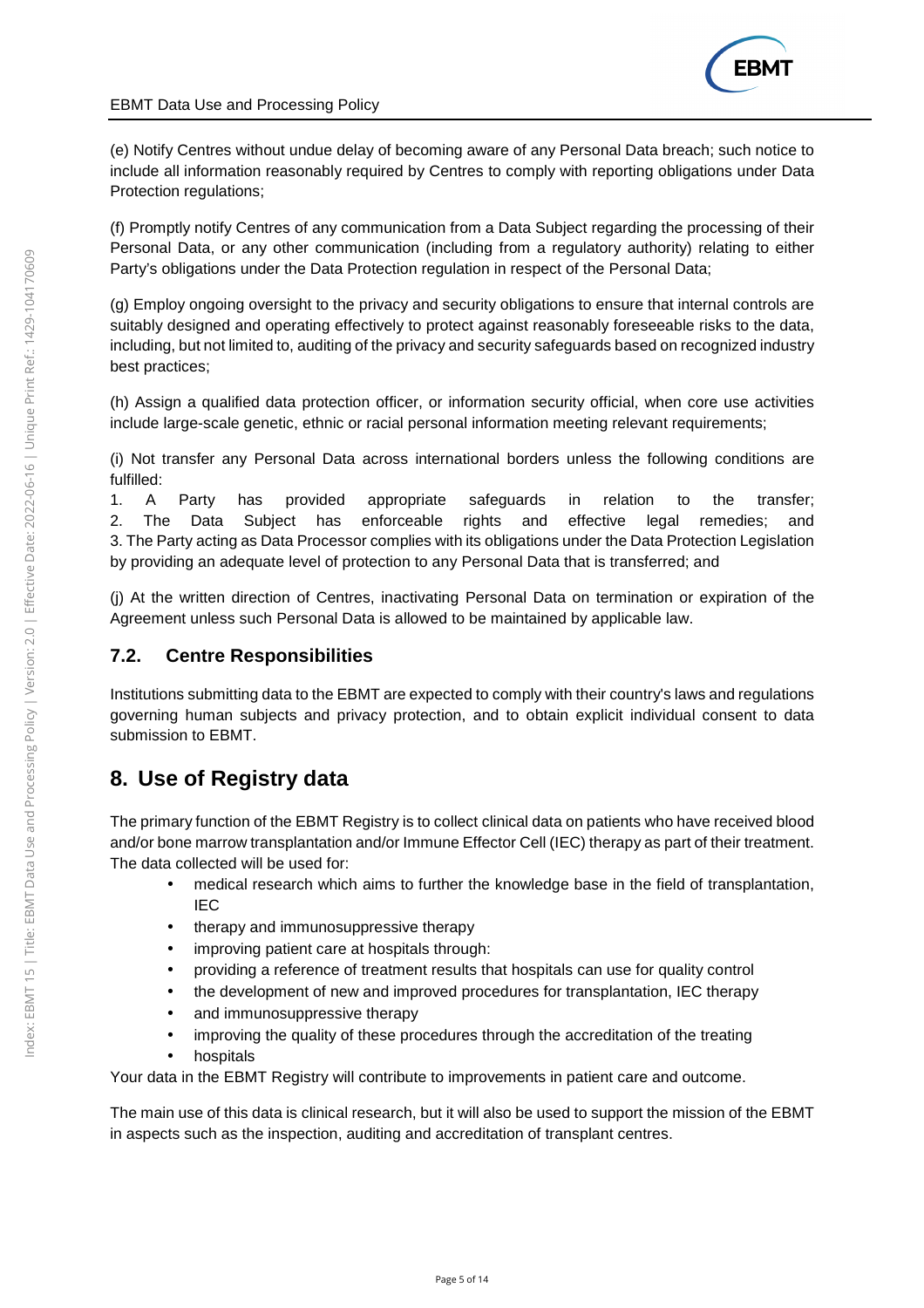(e) Notify Centres without undue delay of becoming aware of any Personal Data breach; such notice to include all information reasonably required by Centres to comply with reporting obligations under Data Protection regulations;

(f) Promptly notify Centres of any communication from a Data Subject regarding the processing of their Personal Data, or any other communication (including from a regulatory authority) relating to either Party's obligations under the Data Protection regulation in respect of the Personal Data;

(g) Employ ongoing oversight to the privacy and security obligations to ensure that internal controls are suitably designed and operating effectively to protect against reasonably foreseeable risks to the data, including, but not limited to, auditing of the privacy and security safeguards based on recognized industry best practices;

(h) Assign a qualified data protection officer, or information security official, when core use activities include large-scale genetic, ethnic or racial personal information meeting relevant requirements;

(i) Not transfer any Personal Data across international borders unless the following conditions are fulfilled:
1. A Party has provided appropriate safeguards in relation to the transfer;
2. The Data Subject has enforceable rights and effective legal remedies; and
3. The Party acting as Data Processor complies with its obligations under the Data Protection Legislation by providing an adequate level of protection to any Personal Data that is transferred; and

(j) At the written direction of Centres, inactivating Personal Data on termination or expiration of the Agreement unless such Personal Data is allowed to be maintained by applicable law.

### 7.2. Centre Responsibilities

Institutions submitting data to the EBMT are expected to comply with their country's laws and regulations governing human subjects and privacy protection, and to obtain explicit individual consent to data submission to EBMT.

## 8. Use of Registry data

The primary function of the EBMT Registry is to collect clinical data on patients who have received blood and/or bone marrow transplantation and/or Immune Effector Cell (IEC) therapy as part of their treatment. The data collected will be used for:

- medical research which aims to further the knowledge base in the field of transplantation, IEC
- therapy and immunosuppressive therapy
- improving patient care at hospitals through:
- providing a reference of treatment results that hospitals can use for quality control
- the development of new and improved procedures for transplantation, IEC therapy
- and immunosuppressive therapy
- improving the quality of these procedures through the accreditation of the treating
- hospitals

Your data in the EBMT Registry will contribute to improvements in patient care and outcome.

The main use of this data is clinical research, but it will also be used to support the mission of the EBMT in aspects such as the inspection, auditing and accreditation of transplant centres.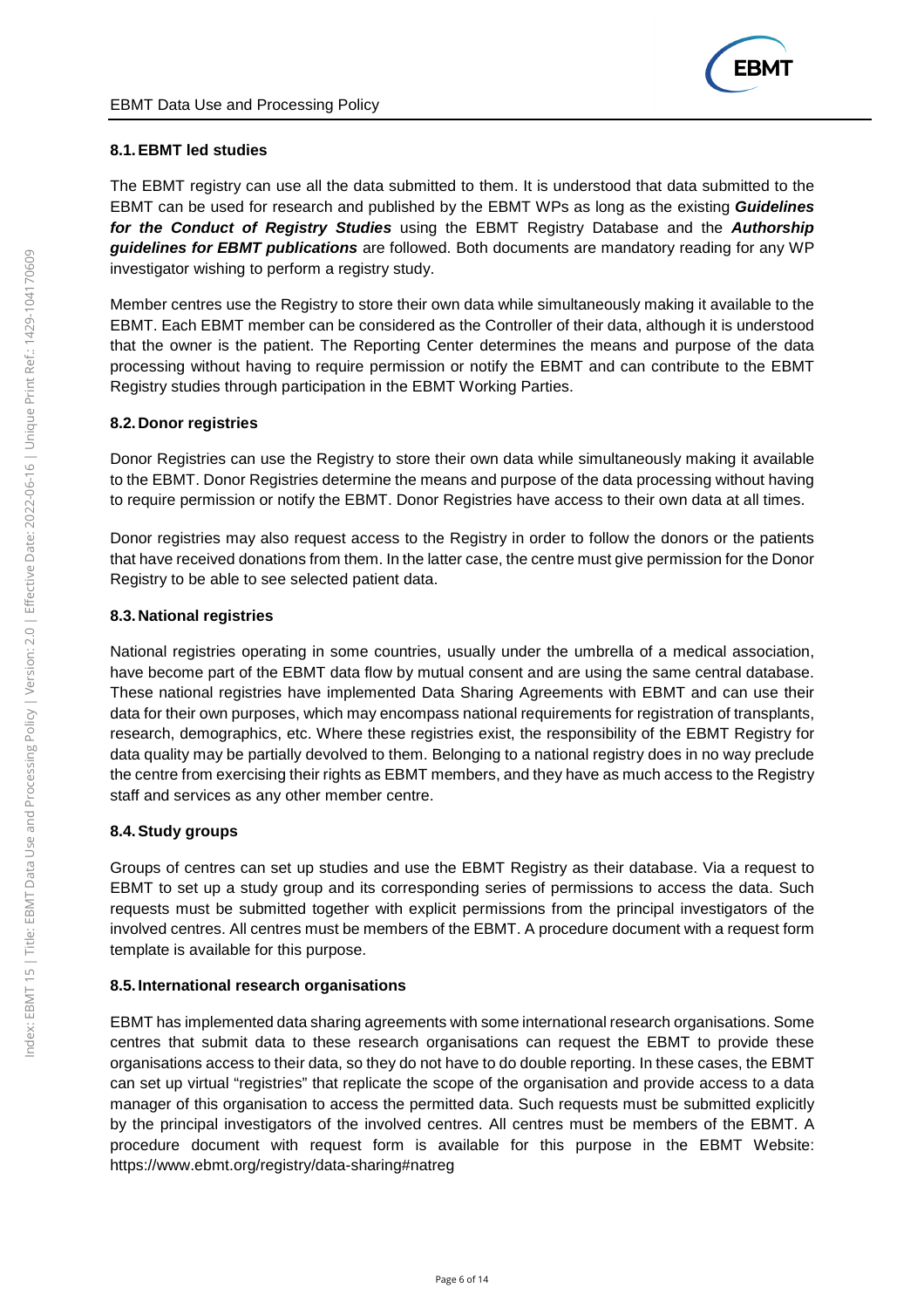### 8.1. EBMT led studies

The EBMT registry can use all the data submitted to them. It is understood that data submitted to the EBMT can be used for research and published by the EBMT WPs as long as the existing ***Guidelines for the Conduct of Registry Studies*** using the EBMT Registry Database and the ***Authorship guidelines for EBMT publications*** are followed. Both documents are mandatory reading for any WP investigator wishing to perform a registry study.

Member centres use the Registry to store their own data while simultaneously making it available to the EBMT. Each EBMT member can be considered as the Controller of their data, although it is understood that the owner is the patient. The Reporting Center determines the means and purpose of the data processing without having to require permission or notify the EBMT and can contribute to the EBMT Registry studies through participation in the EBMT Working Parties.

### 8.2. Donor registries

Donor Registries can use the Registry to store their own data while simultaneously making it available to the EBMT. Donor Registries determine the means and purpose of the data processing without having to require permission or notify the EBMT. Donor Registries have access to their own data at all times.

Donor registries may also request access to the Registry in order to follow the donors or the patients that have received donations from them. In the latter case, the centre must give permission for the Donor Registry to be able to see selected patient data.

### 8.3. National registries

National registries operating in some countries, usually under the umbrella of a medical association, have become part of the EBMT data flow by mutual consent and are using the same central database. These national registries have implemented Data Sharing Agreements with EBMT and can use their data for their own purposes, which may encompass national requirements for registration of transplants, research, demographics, etc. Where these registries exist, the responsibility of the EBMT Registry for data quality may be partially devolved to them. Belonging to a national registry does in no way preclude the centre from exercising their rights as EBMT members, and they have as much access to the Registry staff and services as any other member centre.

### 8.4. Study groups

Groups of centres can set up studies and use the EBMT Registry as their database. Via a request to EBMT to set up a study group and its corresponding series of permissions to access the data. Such requests must be submitted together with explicit permissions from the principal investigators of the involved centres. All centres must be members of the EBMT. A procedure document with a request form template is available for this purpose.

### 8.5. International research organisations

EBMT has implemented data sharing agreements with some international research organisations. Some centres that submit data to these research organisations can request the EBMT to provide these organisations access to their data, so they do not have to do double reporting. In these cases, the EBMT can set up virtual "registries" that replicate the scope of the organisation and provide access to a data manager of this organisation to access the permitted data. Such requests must be submitted explicitly by the principal investigators of the involved centres. All centres must be members of the EBMT. A procedure document with request form is available for this purpose in the EBMT Website: https://www.ebmt.org/registry/data-sharing#natreg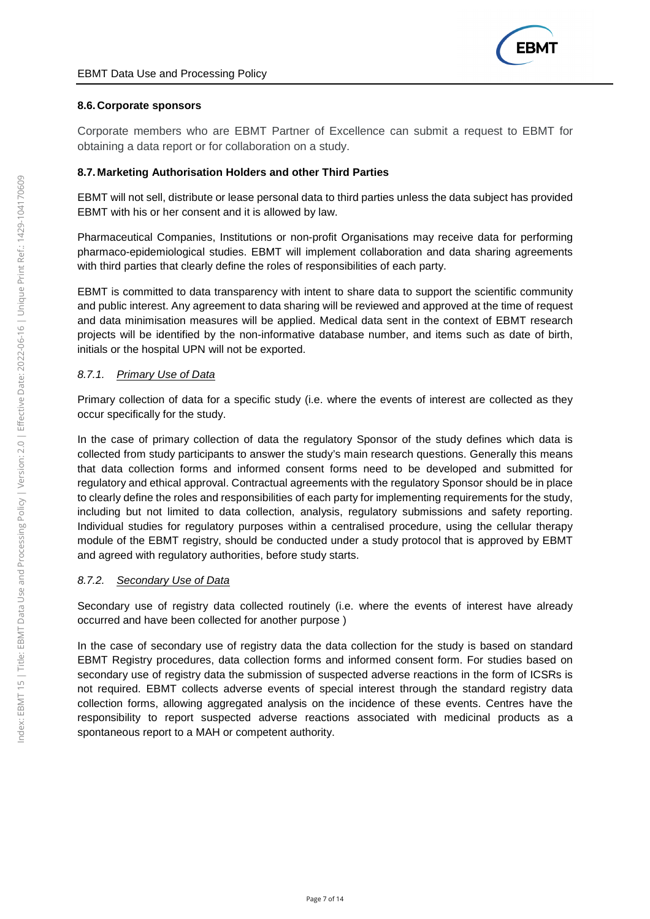### 8.6. Corporate sponsors

Corporate members who are EBMT Partner of Excellence can submit a request to EBMT for obtaining a data report or for collaboration on a study.

### 8.7. Marketing Authorisation Holders and other Third Parties

EBMT will not sell, distribute or lease personal data to third parties unless the data subject has provided EBMT with his or her consent and it is allowed by law.

Pharmaceutical Companies, Institutions or non-profit Organisations may receive data for performing pharmaco-epidemiological studies. EBMT will implement collaboration and data sharing agreements with third parties that clearly define the roles of responsibilities of each party.

EBMT is committed to data transparency with intent to share data to support the scientific community and public interest. Any agreement to data sharing will be reviewed and approved at the time of request and data minimisation measures will be applied. Medical data sent in the context of EBMT research projects will be identified by the non-informative database number, and items such as date of birth, initials or the hospital UPN will not be exported.

#### *8.7.1. Primary Use of Data*

Primary collection of data for a specific study (i.e. where the events of interest are collected as they occur specifically for the study.

In the case of primary collection of data the regulatory Sponsor of the study defines which data is collected from study participants to answer the study's main research questions. Generally this means that data collection forms and informed consent forms need to be developed and submitted for regulatory and ethical approval. Contractual agreements with the regulatory Sponsor should be in place to clearly define the roles and responsibilities of each party for implementing requirements for the study, including but not limited to data collection, analysis, regulatory submissions and safety reporting. Individual studies for regulatory purposes within a centralised procedure, using the cellular therapy module of the EBMT registry, should be conducted under a study protocol that is approved by EBMT and agreed with regulatory authorities, before study starts.

#### *8.7.2. Secondary Use of Data*

Secondary use of registry data collected routinely (i.e. where the events of interest have already occurred and have been collected for another purpose )

In the case of secondary use of registry data the data collection for the study is based on standard EBMT Registry procedures, data collection forms and informed consent form. For studies based on secondary use of registry data the submission of suspected adverse reactions in the form of ICSRs is not required. EBMT collects adverse events of special interest through the standard registry data collection forms, allowing aggregated analysis on the incidence of these events. Centres have the responsibility to report suspected adverse reactions associated with medicinal products as a spontaneous report to a MAH or competent authority.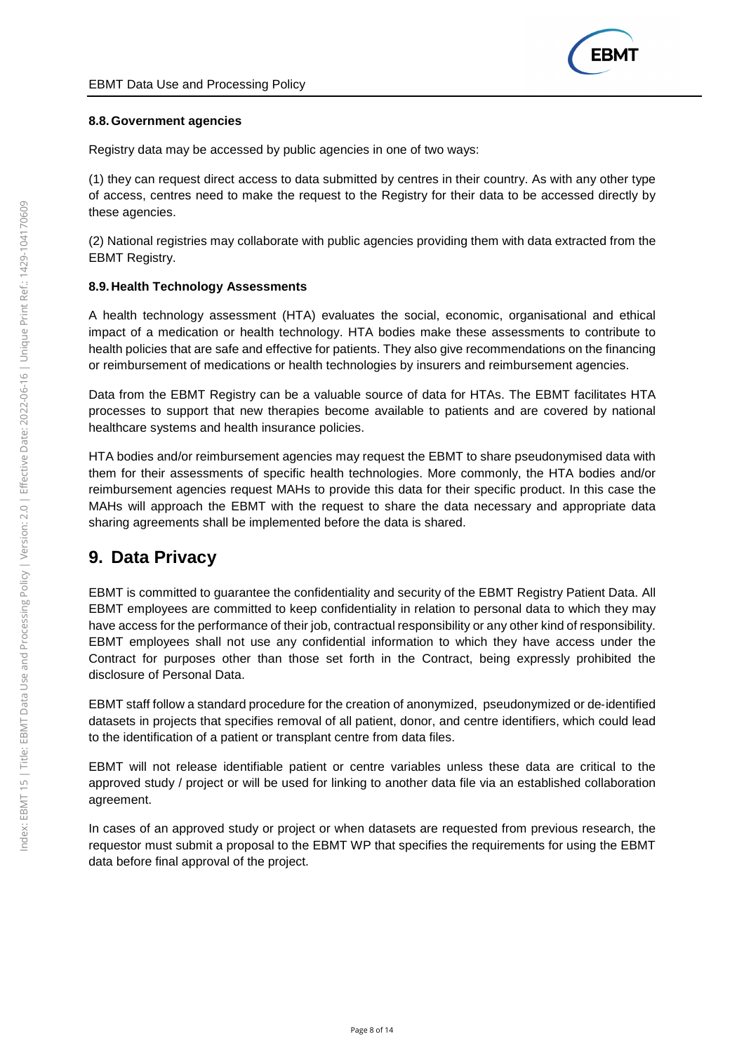### 8.8. Government agencies

Registry data may be accessed by public agencies in one of two ways:

(1) they can request direct access to data submitted by centres in their country. As with any other type of access, centres need to make the request to the Registry for their data to be accessed directly by these agencies.

(2) National registries may collaborate with public agencies providing them with data extracted from the EBMT Registry.

### 8.9. Health Technology Assessments

A health technology assessment (HTA) evaluates the social, economic, organisational and ethical impact of a medication or health technology. HTA bodies make these assessments to contribute to health policies that are safe and effective for patients. They also give recommendations on the financing or reimbursement of medications or health technologies by insurers and reimbursement agencies.

Data from the EBMT Registry can be a valuable source of data for HTAs. The EBMT facilitates HTA processes to support that new therapies become available to patients and are covered by national healthcare systems and health insurance policies.

HTA bodies and/or reimbursement agencies may request the EBMT to share pseudonymised data with them for their assessments of specific health technologies. More commonly, the HTA bodies and/or reimbursement agencies request MAHs to provide this data for their specific product. In this case the MAHs will approach the EBMT with the request to share the data necessary and appropriate data sharing agreements shall be implemented before the data is shared.

## 9. Data Privacy

EBMT is committed to guarantee the confidentiality and security of the EBMT Registry Patient Data. All EBMT employees are committed to keep confidentiality in relation to personal data to which they may have access for the performance of their job, contractual responsibility or any other kind of responsibility. EBMT employees shall not use any confidential information to which they have access under the Contract for purposes other than those set forth in the Contract, being expressly prohibited the disclosure of Personal Data.

EBMT staff follow a standard procedure for the creation of anonymized, pseudonymized or de-identified datasets in projects that specifies removal of all patient, donor, and centre identifiers, which could lead to the identification of a patient or transplant centre from data files.

EBMT will not release identifiable patient or centre variables unless these data are critical to the approved study / project or will be used for linking to another data file via an established collaboration agreement.

In cases of an approved study or project or when datasets are requested from previous research, the requestor must submit a proposal to the EBMT WP that specifies the requirements for using the EBMT data before final approval of the project.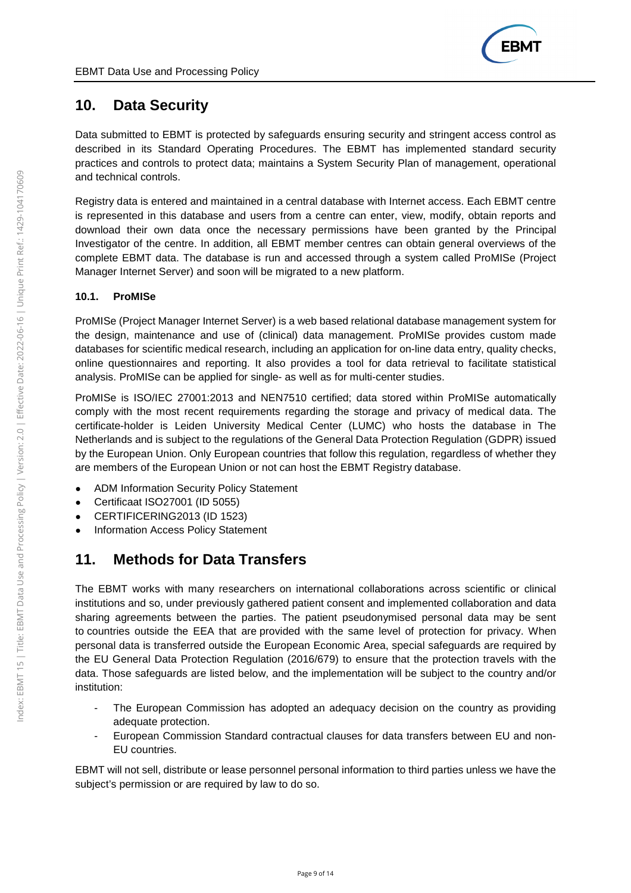## 10. Data Security

Data submitted to EBMT is protected by safeguards ensuring security and stringent access control as described in its Standard Operating Procedures. The EBMT has implemented standard security practices and controls to protect data; maintains a System Security Plan of management, operational and technical controls.

Registry data is entered and maintained in a central database with Internet access. Each EBMT centre is represented in this database and users from a centre can enter, view, modify, obtain reports and download their own data once the necessary permissions have been granted by the Principal Investigator of the centre. In addition, all EBMT member centres can obtain general overviews of the complete EBMT data. The database is run and accessed through a system called ProMISe (Project Manager Internet Server) and soon will be migrated to a new platform.

### 10.1. ProMISe

ProMISe (Project Manager Internet Server) is a web based relational database management system for the design, maintenance and use of (clinical) data management. ProMISe provides custom made databases for scientific medical research, including an application for on-line data entry, quality checks, online questionnaires and reporting. It also provides a tool for data retrieval to facilitate statistical analysis. ProMISe can be applied for single- as well as for multi-center studies.

ProMISe is ISO/IEC 27001:2013 and NEN7510 certified; data stored within ProMISe automatically comply with the most recent requirements regarding the storage and privacy of medical data. The certificate-holder is Leiden University Medical Center (LUMC) who hosts the database in The Netherlands and is subject to the regulations of the General Data Protection Regulation (GDPR) issued by the European Union. Only European countries that follow this regulation, regardless of whether they are members of the European Union or not can host the EBMT Registry database.

- ADM Information Security Policy Statement
- Certificaat ISO27001 (ID 5055)
- CERTIFICERING2013 (ID 1523)
- Information Access Policy Statement

## 11. Methods for Data Transfers

The EBMT works with many researchers on international collaborations across scientific or clinical institutions and so, under previously gathered patient consent and implemented collaboration and data sharing agreements between the parties. The patient pseudonymised personal data may be sent to countries outside the EEA that are provided with the same level of protection for privacy. When personal data is transferred outside the European Economic Area, special safeguards are required by the EU General Data Protection Regulation (2016/679) to ensure that the protection travels with the data. Those safeguards are listed below, and the implementation will be subject to the country and/or institution:

- The European Commission has adopted an adequacy decision on the country as providing adequate protection.
- European Commission Standard contractual clauses for data transfers between EU and non-EU countries.

EBMT will not sell, distribute or lease personnel personal information to third parties unless we have the subject's permission or are required by law to do so.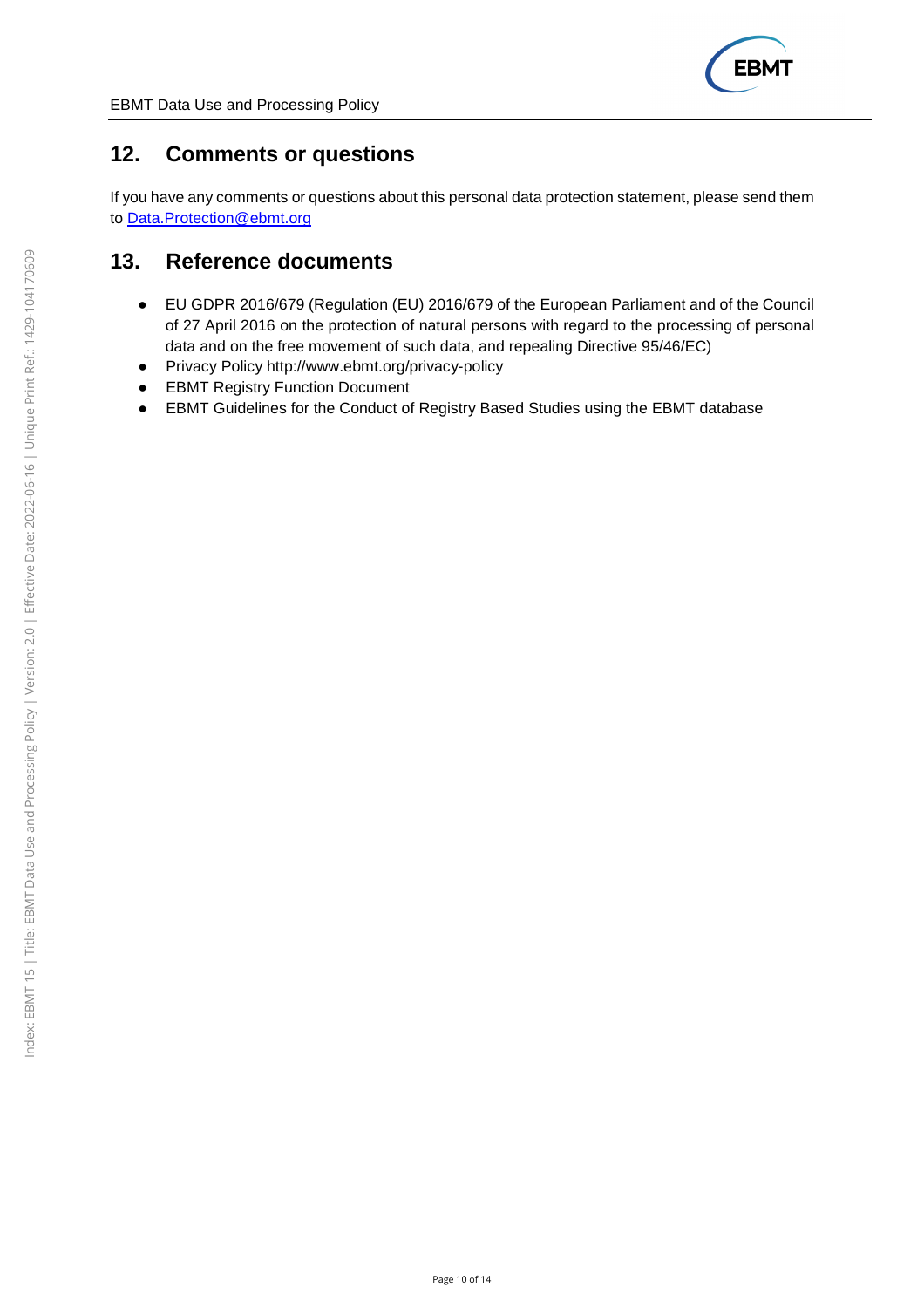## 12. Comments or questions

If you have any comments or questions about this personal data protection statement, please send them to Data.Protection@ebmt.org

## 13. Reference documents

- EU GDPR 2016/679 (Regulation (EU) 2016/679 of the European Parliament and of the Council of 27 April 2016 on the protection of natural persons with regard to the processing of personal data and on the free movement of such data, and repealing Directive 95/46/EC)
- Privacy Policy http://www.ebmt.org/privacy-policy
- EBMT Registry Function Document
- EBMT Guidelines for the Conduct of Registry Based Studies using the EBMT database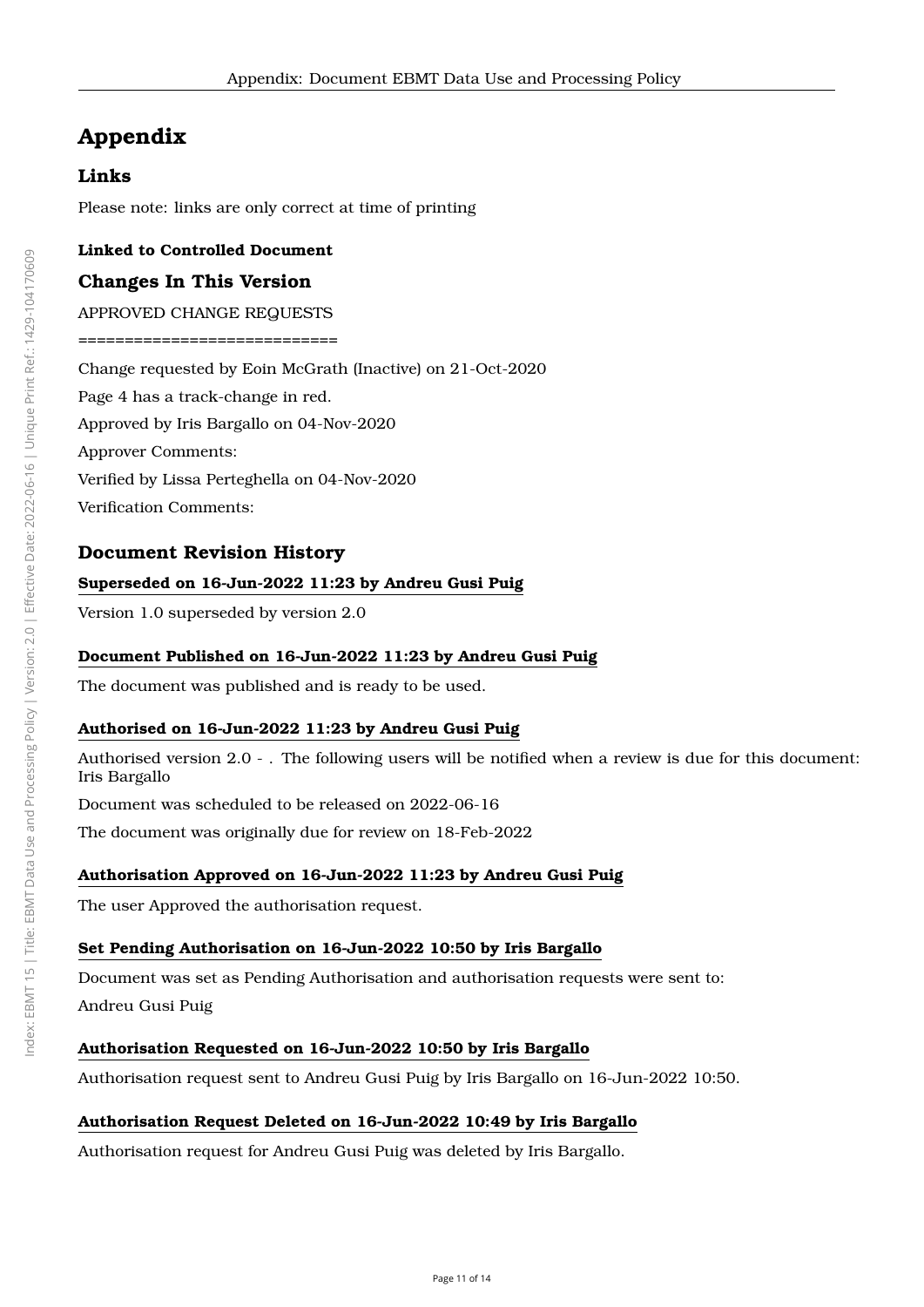# Appendix

## Links

Please note: links are only correct at time of printing

**Linked to Controlled Document**

## Changes In This Version

APPROVED CHANGE REQUESTS

===========================

Change requested by Eoin McGrath (Inactive) on 21-Oct-2020

Page 4 has a track-change in red.

Approved by Iris Bargallo on 04-Nov-2020

Approver Comments:

Verified by Lissa Perteghella on 04-Nov-2020

Verification Comments:

## Document Revision History

**Superseded on 16-Jun-2022 11:23 by Andreu Gusi Puig**

Version 1.0 superseded by version 2.0

**Document Published on 16-Jun-2022 11:23 by Andreu Gusi Puig**

The document was published and is ready to be used.

**Authorised on 16-Jun-2022 11:23 by Andreu Gusi Puig**

Authorised version 2.0 - . The following users will be notified when a review is due for this document: Iris Bargallo

Document was scheduled to be released on 2022-06-16

The document was originally due for review on 18-Feb-2022

**Authorisation Approved on 16-Jun-2022 11:23 by Andreu Gusi Puig**

The user Approved the authorisation request.

**Set Pending Authorisation on 16-Jun-2022 10:50 by Iris Bargallo**

Document was set as Pending Authorisation and authorisation requests were sent to:

Andreu Gusi Puig

**Authorisation Requested on 16-Jun-2022 10:50 by Iris Bargallo**

Authorisation request sent to Andreu Gusi Puig by Iris Bargallo on 16-Jun-2022 10:50.

**Authorisation Request Deleted on 16-Jun-2022 10:49 by Iris Bargallo**

Authorisation request for Andreu Gusi Puig was deleted by Iris Bargallo.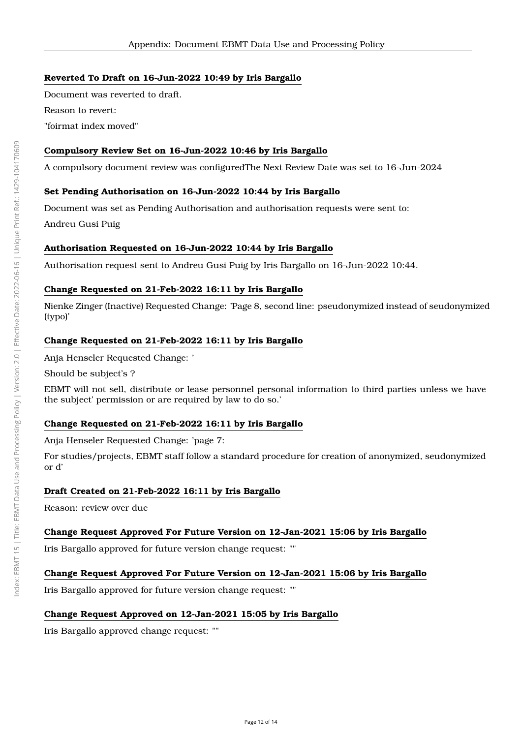**Reverted To Draft on 16-Jun-2022 10:49 by Iris Bargallo**

Document was reverted to draft.

Reason to revert:

"foirmat index moved"

**Compulsory Review Set on 16-Jun-2022 10:46 by Iris Bargallo**

A compulsory document review was configuredThe Next Review Date was set to 16-Jun-2024

**Set Pending Authorisation on 16-Jun-2022 10:44 by Iris Bargallo**

Document was set as Pending Authorisation and authorisation requests were sent to:

Andreu Gusi Puig

**Authorisation Requested on 16-Jun-2022 10:44 by Iris Bargallo**

Authorisation request sent to Andreu Gusi Puig by Iris Bargallo on 16-Jun-2022 10:44.

**Change Requested on 21-Feb-2022 16:11 by Iris Bargallo**

Nienke Zinger (Inactive) Requested Change: 'Page 8, second line: pseudonymized instead of seudonymized (typo)'

**Change Requested on 21-Feb-2022 16:11 by Iris Bargallo**

Anja Henseler Requested Change: '

Should be subject's ?

EBMT will not sell, distribute or lease personnel personal information to third parties unless we have the subject' permission or are required by law to do so.'

**Change Requested on 21-Feb-2022 16:11 by Iris Bargallo**

Anja Henseler Requested Change: 'page 7:

For studies/projects, EBMT staff follow a standard procedure for creation of anonymized, seudonymized or d'

**Draft Created on 21-Feb-2022 16:11 by Iris Bargallo**

Reason: review over due

**Change Request Approved For Future Version on 12-Jan-2021 15:06 by Iris Bargallo**

Iris Bargallo approved for future version change request: ""

**Change Request Approved For Future Version on 12-Jan-2021 15:06 by Iris Bargallo**

Iris Bargallo approved for future version change request: ""

**Change Request Approved on 12-Jan-2021 15:05 by Iris Bargallo**

Iris Bargallo approved change request: ""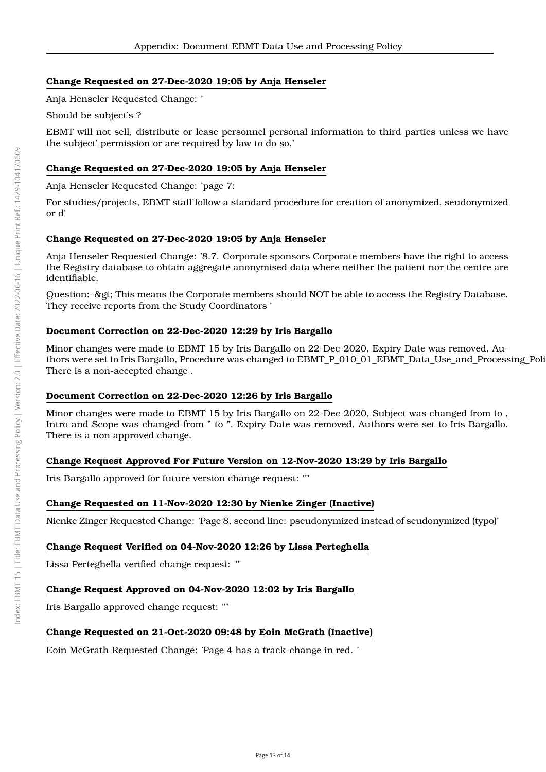**Change Requested on 27-Dec-2020 19:05 by Anja Henseler**

Anja Henseler Requested Change: '

Should be subject's ?

EBMT will not sell, distribute or lease personnel personal information to third parties unless we have the subject' permission or are required by law to do so.'

**Change Requested on 27-Dec-2020 19:05 by Anja Henseler**

Anja Henseler Requested Change: 'page 7:

For studies/projects, EBMT staff follow a standard procedure for creation of anonymized, seudonymized or d'

**Change Requested on 27-Dec-2020 19:05 by Anja Henseler**

Anja Henseler Requested Change: '8.7. Corporate sponsors Corporate members have the right to access the Registry database to obtain aggregate anonymised data where neither the patient nor the centre are identifiable.

Question:–&gt; This means the Corporate members should NOT be able to access the Registry Database. They receive reports from the Study Coordinators '

**Document Correction on 22-Dec-2020 12:29 by Iris Bargallo**

Minor changes were made to EBMT 15 by Iris Bargallo on 22-Dec-2020, Expiry Date was removed, Authors were set to Iris Bargallo, Procedure was changed to EBMT_P_010_01_EBMT_Data_Use_and_Processing_Poli There is a non-accepted change .

**Document Correction on 22-Dec-2020 12:26 by Iris Bargallo**

Minor changes were made to EBMT 15 by Iris Bargallo on 22-Dec-2020, Subject was changed from to , Intro and Scope was changed from " to ", Expiry Date was removed, Authors were set to Iris Bargallo. There is a non approved change.

**Change Request Approved For Future Version on 12-Nov-2020 13:29 by Iris Bargallo**

Iris Bargallo approved for future version change request: ""

**Change Requested on 11-Nov-2020 12:30 by Nienke Zinger (Inactive)**

Nienke Zinger Requested Change: 'Page 8, second line: pseudonymized instead of seudonymized (typo)'

**Change Request Verified on 04-Nov-2020 12:26 by Lissa Perteghella**

Lissa Perteghella verified change request: ""

**Change Request Approved on 04-Nov-2020 12:02 by Iris Bargallo**

Iris Bargallo approved change request: ""

**Change Requested on 21-Oct-2020 09:48 by Eoin McGrath (Inactive)**

Eoin McGrath Requested Change: 'Page 4 has a track-change in red. '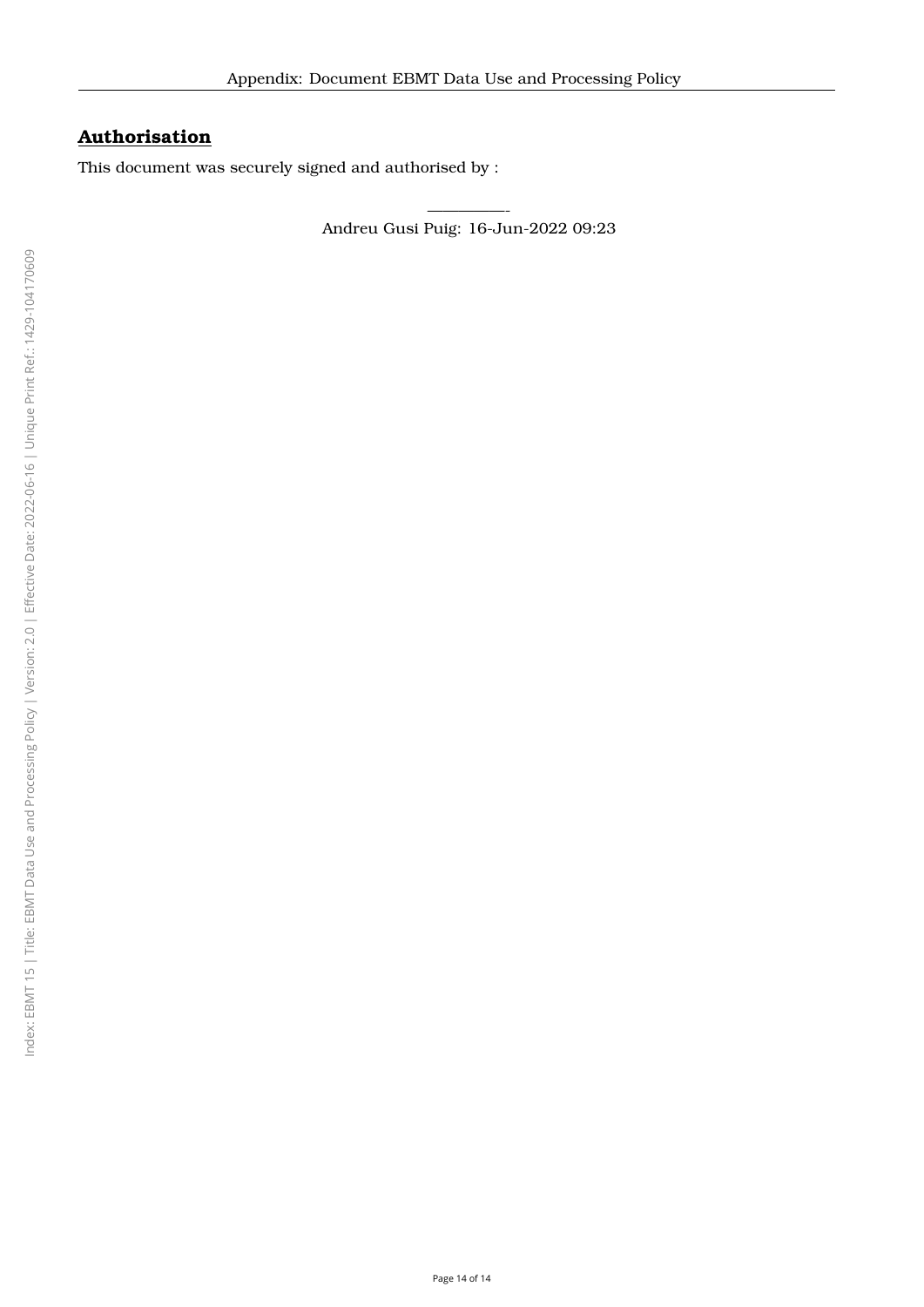## **Authorisation**

This document was securely signed and authorised by :

\_\_\_\_\_\_\_\_\_\_-

Andreu Gusi Puig: 16-Jun-2022 09:23